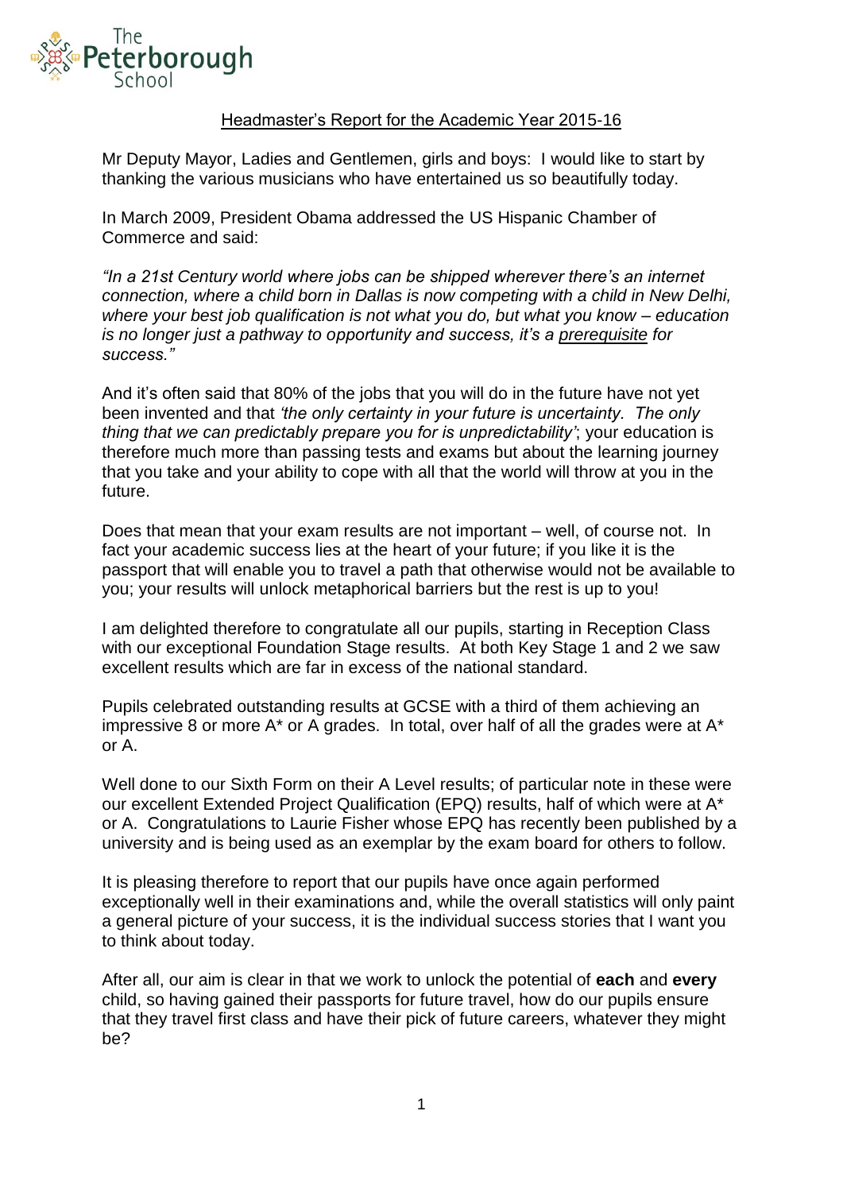# Headmaster's Report for the Academic Year 2015-16

Mr Deputy Mayor, Ladies and Gentlemen, girls and boys: I would like to start by thanking the various musicians who have entertained us so beautifully today.

In March 2009, President Obama addressed the US Hispanic Chamber of Commerce and said:

*"In a 21st Century world where jobs can be shipped wherever there's an internet connection, where a child born in Dallas is now competing with a child in New Delhi, where your best job qualification is not what you do, but what you know – education is no longer just a pathway to opportunity and success, it's a <u>prerequisite</u> for success."*

And it's often said that 80% of the jobs that you will do in the future have not yet been invented and that *'the only certainty in your future is uncertainty. The only thing that we can predictably prepare you for is unpredictability'*; your education is therefore much more than passing tests and exams but about the learning journey that you take and your ability to cope with all that the world will throw at you in the future.

Does that mean that your exam results are not important – well, of course not. In fact your academic success lies at the heart of your future; if you like it is the passport that will enable you to travel a path that otherwise would not be available to you; your results will unlock metaphorical barriers but the rest is up to you!

I am delighted therefore to congratulate all our pupils, starting in Reception Class with our exceptional Foundation Stage results. At both Key Stage 1 and 2 we saw excellent results which are far in excess of the national standard.

Pupils celebrated outstanding results at GCSE with a third of them achieving an impressive 8 or more A* or A grades. In total, over half of all the grades were at A* or A.

Well done to our Sixth Form on their A Level results; of particular note in these were our excellent Extended Project Qualification (EPQ) results, half of which were at A* or A. Congratulations to Laurie Fisher whose EPQ has recently been published by a university and is being used as an exemplar by the exam board for others to follow.

It is pleasing therefore to report that our pupils have once again performed exceptionally well in their examinations and, while the overall statistics will only paint a general picture of your success, it is the individual success stories that I want you to think about today.

After all, our aim is clear in that we work to unlock the potential of **each** and **every** child, so having gained their passports for future travel, how do our pupils ensure that they travel first class and have their pick of future careers, whatever they might be?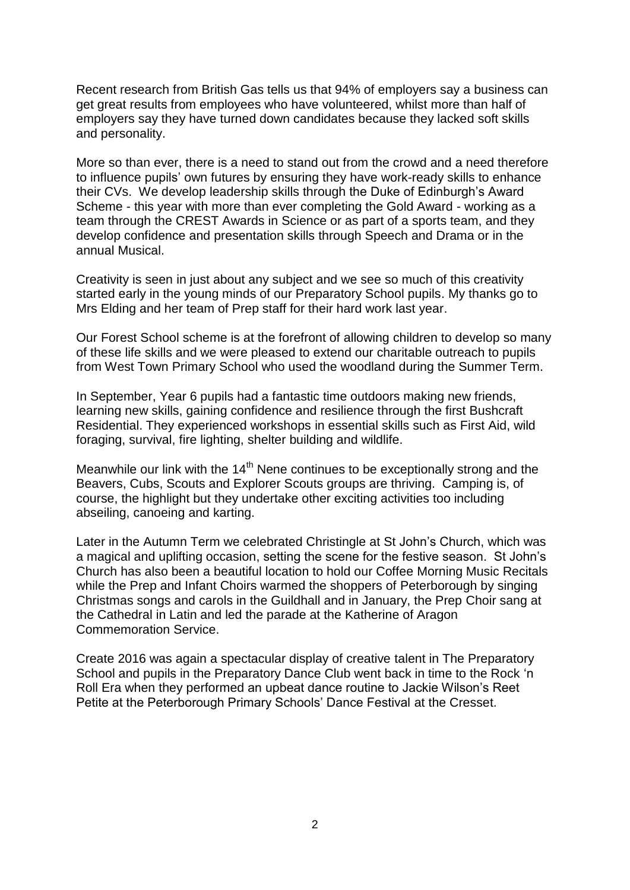Recent research from British Gas tells us that 94% of employers say a business can get great results from employees who have volunteered, whilst more than half of employers say they have turned down candidates because they lacked soft skills and personality.

More so than ever, there is a need to stand out from the crowd and a need therefore to influence pupils' own futures by ensuring they have work-ready skills to enhance their CVs. We develop leadership skills through the Duke of Edinburgh's Award Scheme - this year with more than ever completing the Gold Award - working as a team through the CREST Awards in Science or as part of a sports team, and they develop confidence and presentation skills through Speech and Drama or in the annual Musical.

Creativity is seen in just about any subject and we see so much of this creativity started early in the young minds of our Preparatory School pupils. My thanks go to Mrs Elding and her team of Prep staff for their hard work last year.

Our Forest School scheme is at the forefront of allowing children to develop so many of these life skills and we were pleased to extend our charitable outreach to pupils from West Town Primary School who used the woodland during the Summer Term.

In September, Year 6 pupils had a fantastic time outdoors making new friends, learning new skills, gaining confidence and resilience through the first Bushcraft Residential. They experienced workshops in essential skills such as First Aid, wild foraging, survival, fire lighting, shelter building and wildlife.

Meanwhile our link with the 14th Nene continues to be exceptionally strong and the Beavers, Cubs, Scouts and Explorer Scouts groups are thriving. Camping is, of course, the highlight but they undertake other exciting activities too including abseiling, canoeing and karting.

Later in the Autumn Term we celebrated Christingle at St John's Church, which was a magical and uplifting occasion, setting the scene for the festive season. St John's Church has also been a beautiful location to hold our Coffee Morning Music Recitals while the Prep and Infant Choirs warmed the shoppers of Peterborough by singing Christmas songs and carols in the Guildhall and in January, the Prep Choir sang at the Cathedral in Latin and led the parade at the Katherine of Aragon Commemoration Service.

Create 2016 was again a spectacular display of creative talent in The Preparatory School and pupils in the Preparatory Dance Club went back in time to the Rock 'n Roll Era when they performed an upbeat dance routine to Jackie Wilson's Reet Petite at the Peterborough Primary Schools' Dance Festival at the Cresset.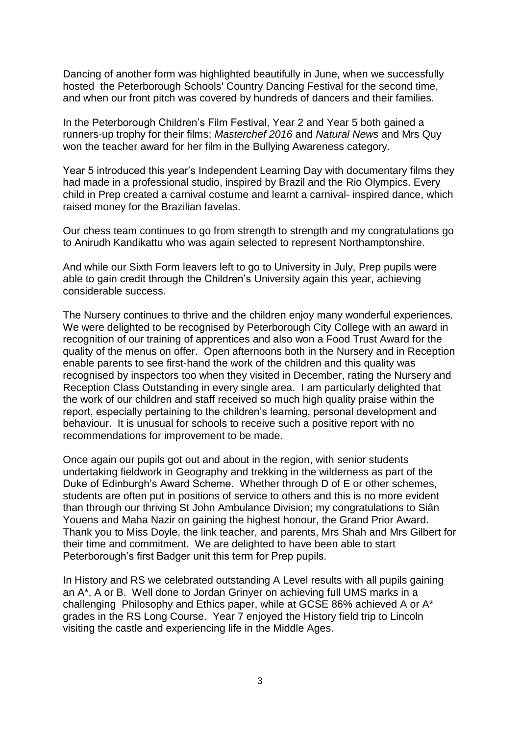Dancing of another form was highlighted beautifully in June, when we successfully hosted the Peterborough Schools' Country Dancing Festival for the second time, and when our front pitch was covered by hundreds of dancers and their families.

In the Peterborough Children's Film Festival, Year 2 and Year 5 both gained a runners-up trophy for their films; *Masterchef 2016* and *Natural News* and Mrs Quy won the teacher award for her film in the Bullying Awareness category.

Year 5 introduced this year's Independent Learning Day with documentary films they had made in a professional studio, inspired by Brazil and the Rio Olympics. Every child in Prep created a carnival costume and learnt a carnival- inspired dance, which raised money for the Brazilian favelas.

Our chess team continues to go from strength to strength and my congratulations go to Anirudh Kandikattu who was again selected to represent Northamptonshire.

And while our Sixth Form leavers left to go to University in July, Prep pupils were able to gain credit through the Children's University again this year, achieving considerable success.

The Nursery continues to thrive and the children enjoy many wonderful experiences. We were delighted to be recognised by Peterborough City College with an award in recognition of our training of apprentices and also won a Food Trust Award for the quality of the menus on offer. Open afternoons both in the Nursery and in Reception enable parents to see first-hand the work of the children and this quality was recognised by inspectors too when they visited in December, rating the Nursery and Reception Class Outstanding in every single area. I am particularly delighted that the work of our children and staff received so much high quality praise within the report, especially pertaining to the children's learning, personal development and behaviour. It is unusual for schools to receive such a positive report with no recommendations for improvement to be made.

Once again our pupils got out and about in the region, with senior students undertaking fieldwork in Geography and trekking in the wilderness as part of the Duke of Edinburgh's Award Scheme. Whether through D of E or other schemes, students are often put in positions of service to others and this is no more evident than through our thriving St John Ambulance Division; my congratulations to Siân Youens and Maha Nazir on gaining the highest honour, the Grand Prior Award. Thank you to Miss Doyle, the link teacher, and parents, Mrs Shah and Mrs Gilbert for their time and commitment. We are delighted to have been able to start Peterborough's first Badger unit this term for Prep pupils.

In History and RS we celebrated outstanding A Level results with all pupils gaining an A*, A or B. Well done to Jordan Grinyer on achieving full UMS marks in a challenging Philosophy and Ethics paper, while at GCSE 86% achieved A or A* grades in the RS Long Course. Year 7 enjoyed the History field trip to Lincoln visiting the castle and experiencing life in the Middle Ages.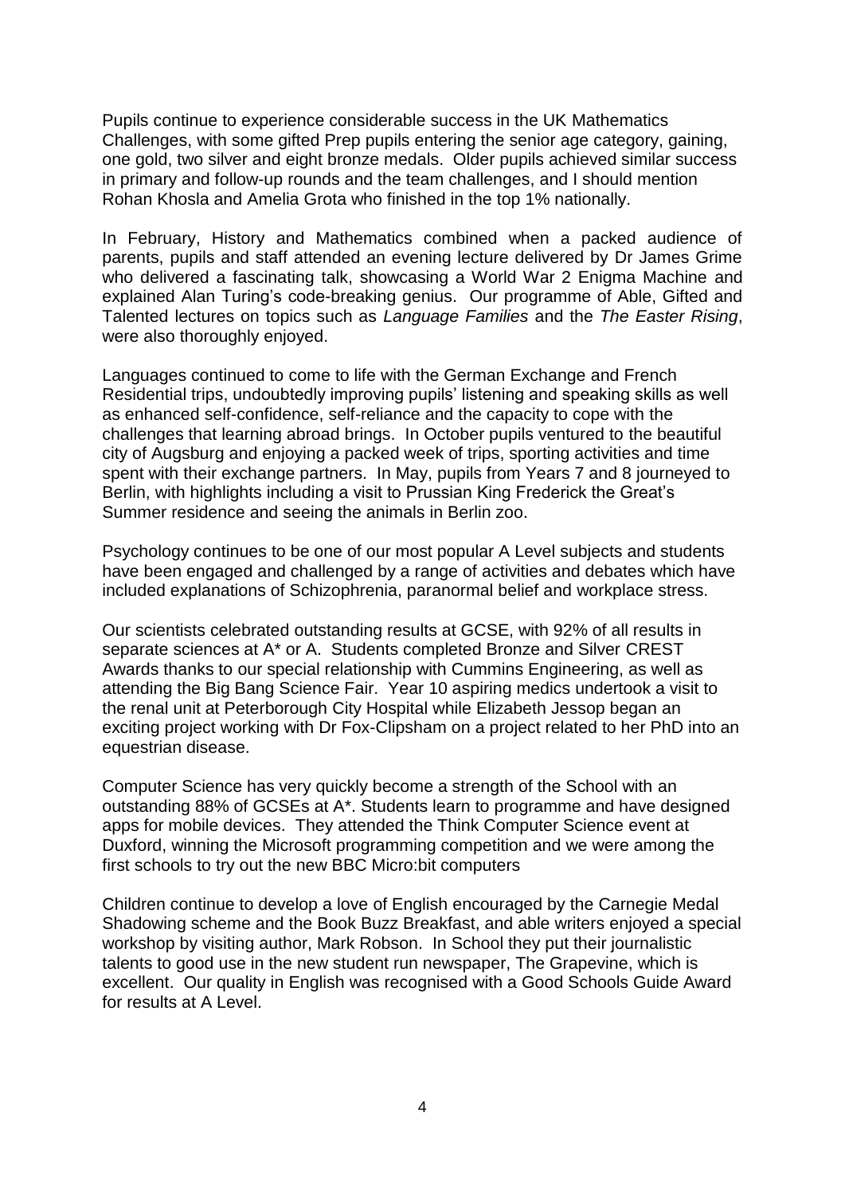Pupils continue to experience considerable success in the UK Mathematics Challenges, with some gifted Prep pupils entering the senior age category, gaining, one gold, two silver and eight bronze medals. Older pupils achieved similar success in primary and follow-up rounds and the team challenges, and I should mention Rohan Khosla and Amelia Grota who finished in the top 1% nationally.

In February, History and Mathematics combined when a packed audience of parents, pupils and staff attended an evening lecture delivered by Dr James Grime who delivered a fascinating talk, showcasing a World War 2 Enigma Machine and explained Alan Turing's code-breaking genius. Our programme of Able, Gifted and Talented lectures on topics such as *Language Families* and the *The Easter Rising*, were also thoroughly enjoyed.

Languages continued to come to life with the German Exchange and French Residential trips, undoubtedly improving pupils' listening and speaking skills as well as enhanced self-confidence, self-reliance and the capacity to cope with the challenges that learning abroad brings. In October pupils ventured to the beautiful city of Augsburg and enjoying a packed week of trips, sporting activities and time spent with their exchange partners. In May, pupils from Years 7 and 8 journeyed to Berlin, with highlights including a visit to Prussian King Frederick the Great's Summer residence and seeing the animals in Berlin zoo.

Psychology continues to be one of our most popular A Level subjects and students have been engaged and challenged by a range of activities and debates which have included explanations of Schizophrenia, paranormal belief and workplace stress.

Our scientists celebrated outstanding results at GCSE, with 92% of all results in separate sciences at A* or A. Students completed Bronze and Silver CREST Awards thanks to our special relationship with Cummins Engineering, as well as attending the Big Bang Science Fair. Year 10 aspiring medics undertook a visit to the renal unit at Peterborough City Hospital while Elizabeth Jessop began an exciting project working with Dr Fox-Clipsham on a project related to her PhD into an equestrian disease.

Computer Science has very quickly become a strength of the School with an outstanding 88% of GCSEs at A*. Students learn to programme and have designed apps for mobile devices. They attended the Think Computer Science event at Duxford, winning the Microsoft programming competition and we were among the first schools to try out the new BBC Micro:bit computers

Children continue to develop a love of English encouraged by the Carnegie Medal Shadowing scheme and the Book Buzz Breakfast, and able writers enjoyed a special workshop by visiting author, Mark Robson. In School they put their journalistic talents to good use in the new student run newspaper, The Grapevine, which is excellent. Our quality in English was recognised with a Good Schools Guide Award for results at A Level.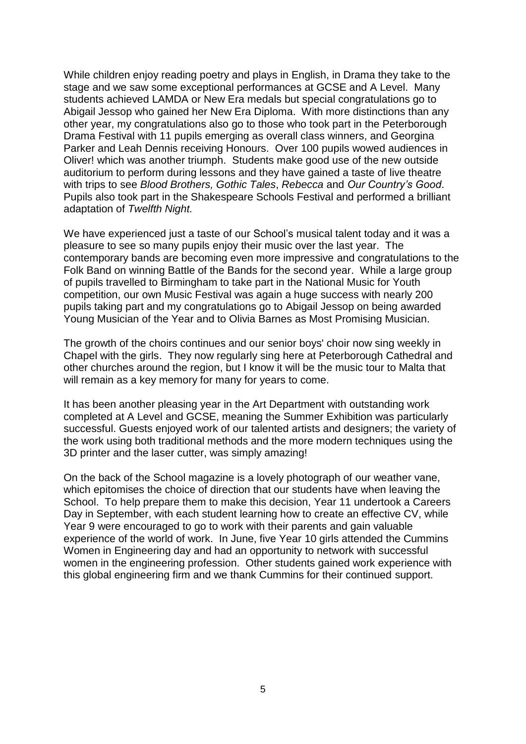While children enjoy reading poetry and plays in English, in Drama they take to the stage and we saw some exceptional performances at GCSE and A Level. Many students achieved LAMDA or New Era medals but special congratulations go to Abigail Jessop who gained her New Era Diploma. With more distinctions than any other year, my congratulations also go to those who took part in the Peterborough Drama Festival with 11 pupils emerging as overall class winners, and Georgina Parker and Leah Dennis receiving Honours. Over 100 pupils wowed audiences in Oliver! which was another triumph. Students make good use of the new outside auditorium to perform during lessons and they have gained a taste of live theatre with trips to see *Blood Brothers, Gothic Tales*, *Rebecca* and *Our Country's Good*. Pupils also took part in the Shakespeare Schools Festival and performed a brilliant adaptation of *Twelfth Night.*

We have experienced just a taste of our School's musical talent today and it was a pleasure to see so many pupils enjoy their music over the last year. The contemporary bands are becoming even more impressive and congratulations to the Folk Band on winning Battle of the Bands for the second year. While a large group of pupils travelled to Birmingham to take part in the National Music for Youth competition, our own Music Festival was again a huge success with nearly 200 pupils taking part and my congratulations go to Abigail Jessop on being awarded Young Musician of the Year and to Olivia Barnes as Most Promising Musician.

The growth of the choirs continues and our senior boys' choir now sing weekly in Chapel with the girls. They now regularly sing here at Peterborough Cathedral and other churches around the region, but I know it will be the music tour to Malta that will remain as a key memory for many for years to come.

It has been another pleasing year in the Art Department with outstanding work completed at A Level and GCSE, meaning the Summer Exhibition was particularly successful. Guests enjoyed work of our talented artists and designers; the variety of the work using both traditional methods and the more modern techniques using the 3D printer and the laser cutter, was simply amazing!

On the back of the School magazine is a lovely photograph of our weather vane, which epitomises the choice of direction that our students have when leaving the School. To help prepare them to make this decision, Year 11 undertook a Careers Day in September, with each student learning how to create an effective CV, while Year 9 were encouraged to go to work with their parents and gain valuable experience of the world of work. In June, five Year 10 girls attended the Cummins Women in Engineering day and had an opportunity to network with successful women in the engineering profession. Other students gained work experience with this global engineering firm and we thank Cummins for their continued support.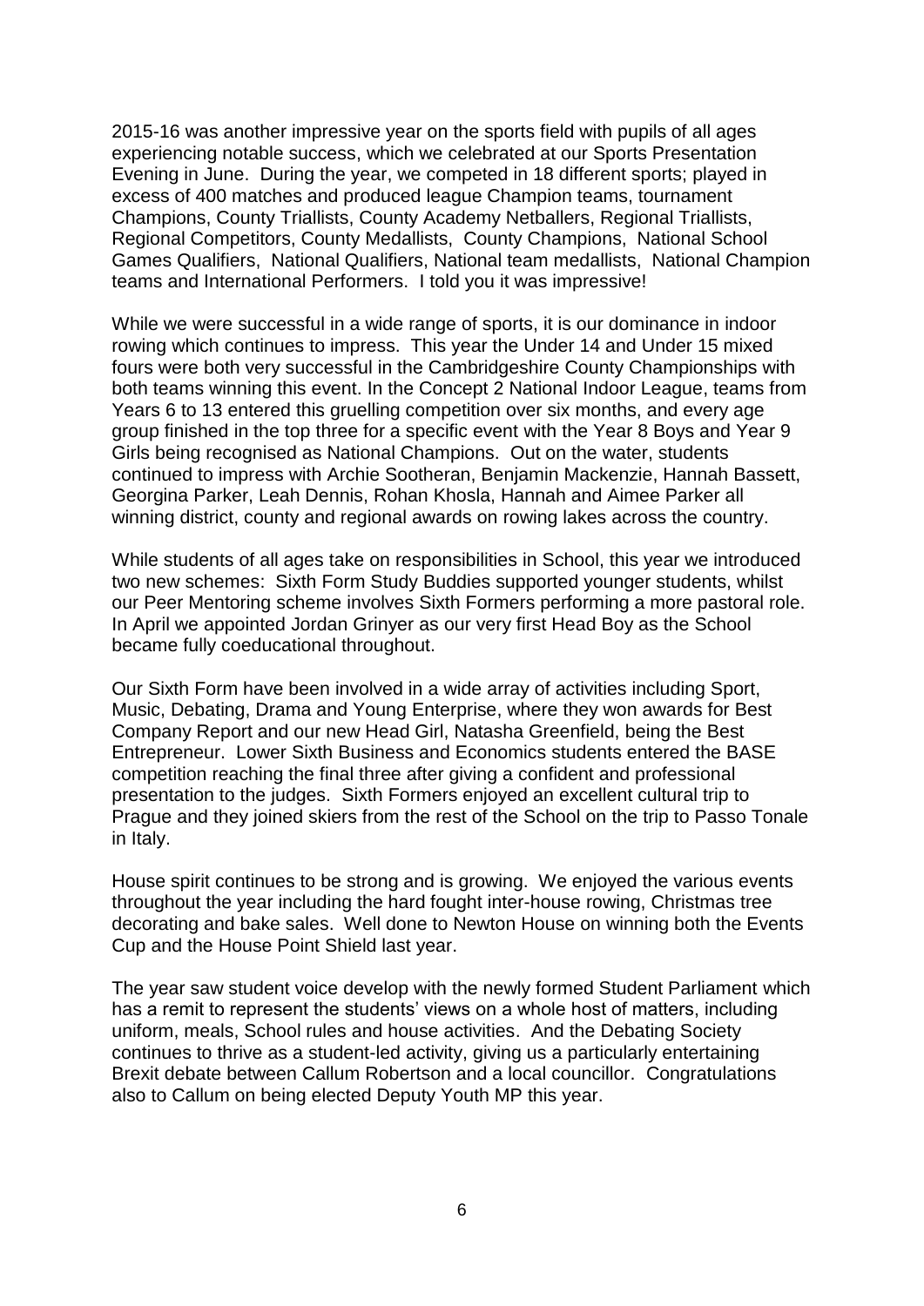2015-16 was another impressive year on the sports field with pupils of all ages experiencing notable success, which we celebrated at our Sports Presentation Evening in June. During the year, we competed in 18 different sports; played in excess of 400 matches and produced league Champion teams, tournament Champions, County Triallists, County Academy Netballers, Regional Triallists, Regional Competitors, County Medallists, County Champions, National School Games Qualifiers, National Qualifiers, National team medallists, National Champion teams and International Performers. I told you it was impressive!

While we were successful in a wide range of sports, it is our dominance in indoor rowing which continues to impress. This year the Under 14 and Under 15 mixed fours were both very successful in the Cambridgeshire County Championships with both teams winning this event. In the Concept 2 National Indoor League, teams from Years 6 to 13 entered this gruelling competition over six months, and every age group finished in the top three for a specific event with the Year 8 Boys and Year 9 Girls being recognised as National Champions. Out on the water, students continued to impress with Archie Sootheran, Benjamin Mackenzie, Hannah Bassett, Georgina Parker, Leah Dennis, Rohan Khosla, Hannah and Aimee Parker all winning district, county and regional awards on rowing lakes across the country.

While students of all ages take on responsibilities in School, this year we introduced two new schemes: Sixth Form Study Buddies supported younger students, whilst our Peer Mentoring scheme involves Sixth Formers performing a more pastoral role. In April we appointed Jordan Grinyer as our very first Head Boy as the School became fully coeducational throughout.

Our Sixth Form have been involved in a wide array of activities including Sport, Music, Debating, Drama and Young Enterprise, where they won awards for Best Company Report and our new Head Girl, Natasha Greenfield, being the Best Entrepreneur. Lower Sixth Business and Economics students entered the BASE competition reaching the final three after giving a confident and professional presentation to the judges. Sixth Formers enjoyed an excellent cultural trip to Prague and they joined skiers from the rest of the School on the trip to Passo Tonale in Italy.

House spirit continues to be strong and is growing. We enjoyed the various events throughout the year including the hard fought inter-house rowing, Christmas tree decorating and bake sales. Well done to Newton House on winning both the Events Cup and the House Point Shield last year.

The year saw student voice develop with the newly formed Student Parliament which has a remit to represent the students' views on a whole host of matters, including uniform, meals, School rules and house activities. And the Debating Society continues to thrive as a student-led activity, giving us a particularly entertaining Brexit debate between Callum Robertson and a local councillor. Congratulations also to Callum on being elected Deputy Youth MP this year.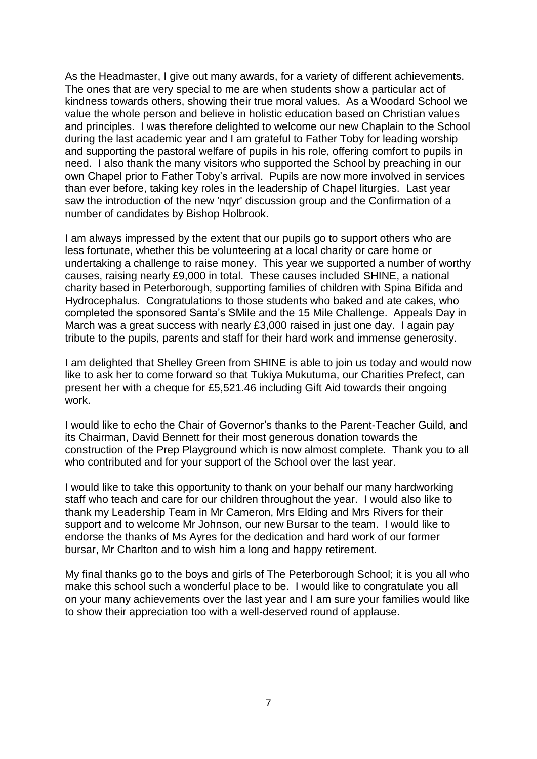As the Headmaster, I give out many awards, for a variety of different achievements. The ones that are very special to me are when students show a particular act of kindness towards others, showing their true moral values. As a Woodard School we value the whole person and believe in holistic education based on Christian values and principles. I was therefore delighted to welcome our new Chaplain to the School during the last academic year and I am grateful to Father Toby for leading worship and supporting the pastoral welfare of pupils in his role, offering comfort to pupils in need. I also thank the many visitors who supported the School by preaching in our own Chapel prior to Father Toby's arrival. Pupils are now more involved in services than ever before, taking key roles in the leadership of Chapel liturgies. Last year saw the introduction of the new 'nqyr' discussion group and the Confirmation of a number of candidates by Bishop Holbrook.

I am always impressed by the extent that our pupils go to support others who are less fortunate, whether this be volunteering at a local charity or care home or undertaking a challenge to raise money. This year we supported a number of worthy causes, raising nearly £9,000 in total. These causes included SHINE, a national charity based in Peterborough, supporting families of children with Spina Bifida and Hydrocephalus. Congratulations to those students who baked and ate cakes, who completed the sponsored Santa's SMile and the 15 Mile Challenge. Appeals Day in March was a great success with nearly £3,000 raised in just one day. I again pay tribute to the pupils, parents and staff for their hard work and immense generosity.

I am delighted that Shelley Green from SHINE is able to join us today and would now like to ask her to come forward so that Tukiya Mukutuma, our Charities Prefect, can present her with a cheque for £5,521.46 including Gift Aid towards their ongoing work.

I would like to echo the Chair of Governor's thanks to the Parent-Teacher Guild, and its Chairman, David Bennett for their most generous donation towards the construction of the Prep Playground which is now almost complete. Thank you to all who contributed and for your support of the School over the last year.

I would like to take this opportunity to thank on your behalf our many hardworking staff who teach and care for our children throughout the year. I would also like to thank my Leadership Team in Mr Cameron, Mrs Elding and Mrs Rivers for their support and to welcome Mr Johnson, our new Bursar to the team. I would like to endorse the thanks of Ms Ayres for the dedication and hard work of our former bursar, Mr Charlton and to wish him a long and happy retirement.

My final thanks go to the boys and girls of The Peterborough School; it is you all who make this school such a wonderful place to be. I would like to congratulate you all on your many achievements over the last year and I am sure your families would like to show their appreciation too with a well-deserved round of applause.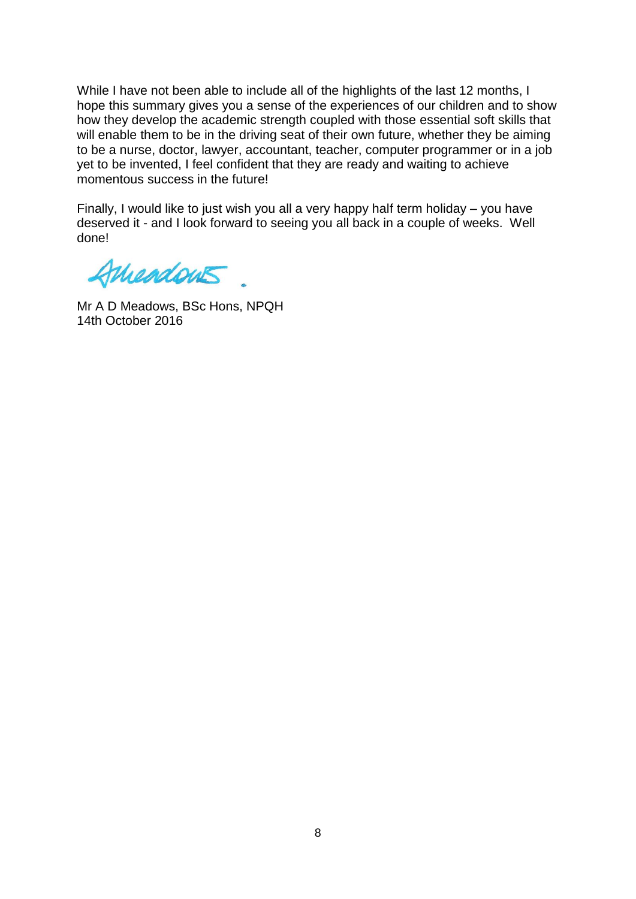While I have not been able to include all of the highlights of the last 12 months, I hope this summary gives you a sense of the experiences of our children and to show how they develop the academic strength coupled with those essential soft skills that will enable them to be in the driving seat of their own future, whether they be aiming to be a nurse, doctor, lawyer, accountant, teacher, computer programmer or in a job yet to be invented, I feel confident that they are ready and waiting to achieve momentous success in the future!

Finally, I would like to just wish you all a very happy half term holiday – you have deserved it - and I look forward to seeing you all back in a couple of weeks. Well done!

AMeadows

Mr A D Meadows, BSc Hons, NPQH
14th October 2016